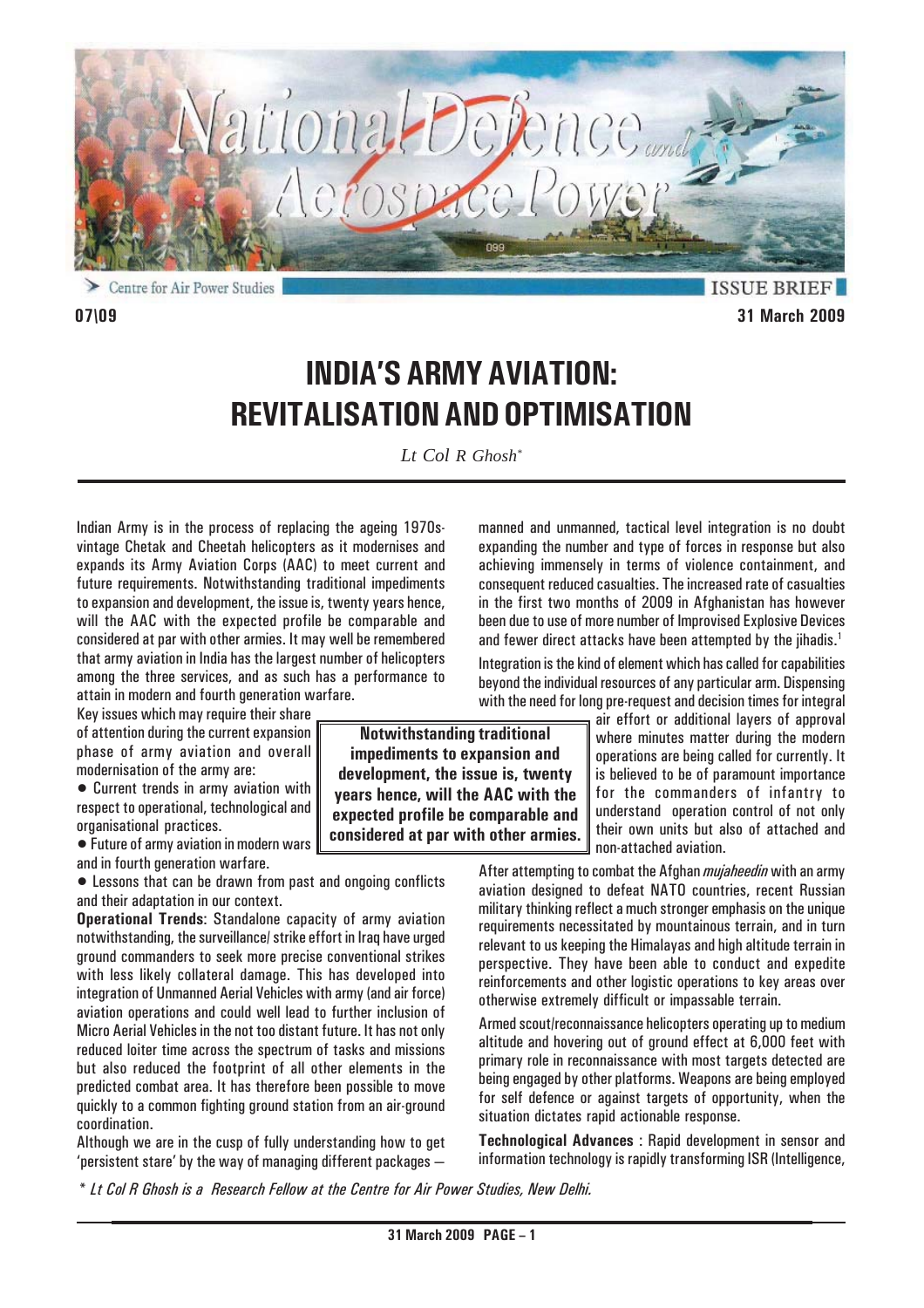ISSUE BRIEF

07\09

31 March 2009

# INDIA'S ARMY AVIATION: REVITALISATION AND OPTIMISATION

*Lt Col R Ghosh**

Indian Army is in the process of replacing the ageing 1970s-vintage Chetak and Cheetah helicopters as it modernises and expands its Army Aviation Corps (AAC) to meet current and future requirements. Notwithstanding traditional impediments to expansion and development, the issue is, twenty years hence, will the AAC with the expected profile be comparable and considered at par with other armies. It may well be remembered that army aviation in India has the largest number of helicopters among the three services, and as such has a performance to attain in modern and fourth generation warfare.

Key issues which may require their share of attention during the current expansion phase of army aviation and overall modernisation of the army are:

- Current trends in army aviation with respect to operational, technological and organisational practices.
- Future of army aviation in modern wars and in fourth generation warfare.
- Lessons that can be drawn from past and ongoing conflicts and their adaptation in our context.

**Notwithstanding traditional impediments to expansion and development, the issue is, twenty years hence, will the AAC with the expected profile be comparable and considered at par with other armies.**

**Operational Trends**: Standalone capacity of army aviation notwithstanding, the surveillance/ strike effort in Iraq have urged ground commanders to seek more precise conventional strikes with less likely collateral damage. This has developed into integration of Unmanned Aerial Vehicles with army (and air force) aviation operations and could well lead to further inclusion of Micro Aerial Vehicles in the not too distant future. It has not only reduced loiter time across the spectrum of tasks and missions but also reduced the footprint of all other elements in the predicted combat area. It has therefore been possible to move quickly to a common fighting ground station from an air-ground coordination.

Although we are in the cusp of fully understanding how to get 'persistent stare' by the way of managing different packages – manned and unmanned, tactical level integration is no doubt expanding the number and type of forces in response but also achieving immensely in terms of violence containment, and consequent reduced casualties. The increased rate of casualties in the first two months of 2009 in Afghanistan has however been due to use of more number of Improvised Explosive Devices and fewer direct attacks have been attempted by the jihadis.[1]

Integration is the kind of element which has called for capabilities beyond the individual resources of any particular arm. Dispensing with the need for long pre-request and decision times for integral air effort or additional layers of approval where minutes matter during the modern operations are being called for currently. It is believed to be of paramount importance for the commanders of infantry to understand operation control of not only their own units but also of attached and non-attached aviation.

After attempting to combat the Afghan *mujaheedin* with an army aviation designed to defeat NATO countries, recent Russian military thinking reflect a much stronger emphasis on the unique requirements necessitated by mountainous terrain, and in turn relevant to us keeping the Himalayas and high altitude terrain in perspective. They have been able to conduct and expedite reinforcements and other logistic operations to key areas over otherwise extremely difficult or impassable terrain.

Armed scout/reconnaissance helicopters operating up to medium altitude and hovering out of ground effect at 6,000 feet with primary role in reconnaissance with most targets detected are being engaged by other platforms. Weapons are being employed for self defence or against targets of opportunity, when the situation dictates rapid actionable response.

**Technological Advances** : Rapid development in sensor and information technology is rapidly transforming ISR (Intelligence,

*\* Lt Col R Ghosh is a Research Fellow at the Centre for Air Power Studies, New Delhi.*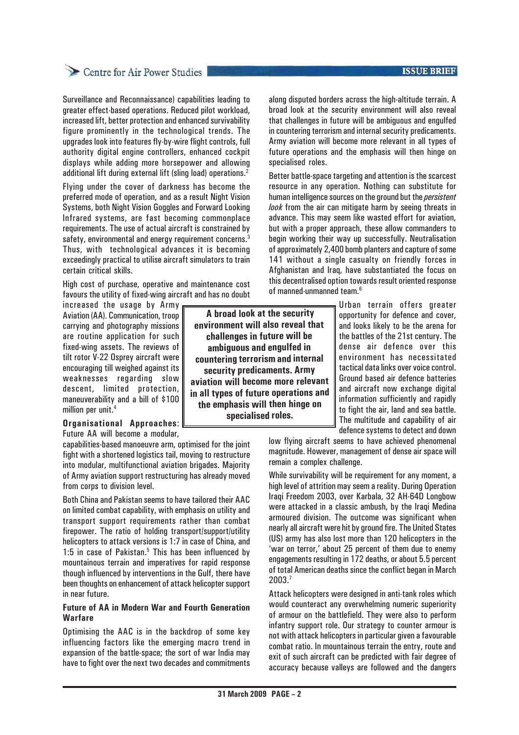Surveillance and Reconnaissance) capabilities leading to greater effect-based operations. Reduced pilot workload, increased lift, better protection and enhanced survivability figure prominently in the technological trends. The upgrades look into features fly-by-wire flight controls, full authority digital engine controllers, enhanced cockpit displays while adding more horsepower and allowing additional lift during external lift (sling load) operations.[2]

Flying under the cover of darkness has become the preferred mode of operation, and as a result Night Vision Systems, both Night Vision Goggles and Forward Looking Infrared systems, are fast becoming commonplace requirements. The use of actual aircraft is constrained by safety, environmental and energy requirement concerns.[3] Thus, with technological advances it is becoming exceedingly practical to utilise aircraft simulators to train certain critical skills.

High cost of purchase, operative and maintenance cost favours the utility of fixed-wing aircraft and has no doubt increased the usage by Army Aviation (AA). Communication, troop carrying and photography missions are routine application for such fixed-wing assets. The reviews of tilt rotor V-22 Osprey aircraft were encouraging till weighed against its weaknesses regarding slow descent, limited protection, maneuverability and a bill of $100 million per unit.[4]

**Organisational Approaches**: Future AA will become a modular, capabilities-based manoeuvre arm, optimised for the joint fight with a shortened logistics tail, moving to restructure into modular, multifunctional aviation brigades. Majority of Army aviation support restructuring has already moved from corps to division level.

Both China and Pakistan seems to have tailored their AAC on limited combat capability, with emphasis on utility and transport support requirements rather than combat firepower. The ratio of holding transport/support/utility helicopters to attack versions is 1:7 in case of China, and 1:5 in case of Pakistan.[5] This has been influenced by mountainous terrain and imperatives for rapid response though influenced by interventions in the Gulf, there have been thoughts on enhancement of attack helicopter support in near future.

**Future of AA in Modern War and Fourth Generation Warfare**

Optimising the AAC is in the backdrop of some key influencing factors like the emerging macro trend in expansion of the battle-space; the sort of war India may have to fight over the next two decades and commitments along disputed borders across the high-altitude terrain. A broad look at the security environment will also reveal that challenges in future will be ambiguous and engulfed in countering terrorism and internal security predicaments. Army aviation will become more relevant in all types of future operations and the emphasis will then hinge on specialised roles.

Better battle-space targeting and attention is the scarcest resource in any operation. Nothing can substitute for human intelligence sources on the ground but the *persistent look* from the air can mitigate harm by seeing threats in advance. This may seem like wasted effort for aviation, but with a proper approach, these allow commanders to begin working their way up successfully. Neutralisation of approximately 2,400 bomb planters and capture of some 141 without a single casualty on friendly forces in Afghanistan and Iraq, have substantiated the focus on this decentralised option towards result oriented response of manned-unmanned team.[6]

**A broad look at the security environment will also reveal that challenges in future will be ambiguous and engulfed in countering terrorism and internal security predicaments. Army aviation will become more relevant in all types of future operations and the emphasis will then hinge on specialised roles.**

Urban terrain offers greater opportunity for defence and cover, and looks likely to be the arena for the battles of the 21st century. The dense air defence over this environment has necessitated tactical data links over voice control. Ground based air defence batteries and aircraft now exchange digital information sufficiently and rapidly to fight the air, land and sea battle. The multitude and capability of air defence systems to detect and down low flying aircraft seems to have achieved phenomenal magnitude. However, management of dense air space will remain a complex challenge.

While survivability will be requirement for any moment, a high level of attrition may seem a reality. During Operation Iraqi Freedom 2003, over Karbala, 32 AH-64D Longbow were attacked in a classic ambush, by the Iraqi Medina armoured division. The outcome was significant when nearly all aircraft were hit by ground fire. The United States (US) army has also lost more than 120 helicopters in the 'war on terror,' about 25 percent of them due to enemy engagements resulting in 172 deaths, or about 5.5 percent of total American deaths since the conflict began in March 2003.[7]

Attack helicopters were designed in anti-tank roles which would counteract any overwhelming numeric superiority of armour on the battlefield. They were also to perform infantry support role. Our strategy to counter armour is not with attack helicopters in particular given a favourable combat ratio. In mountainous terrain the entry, route and exit of such aircraft can be predicted with fair degree of accuracy because valleys are followed and the dangers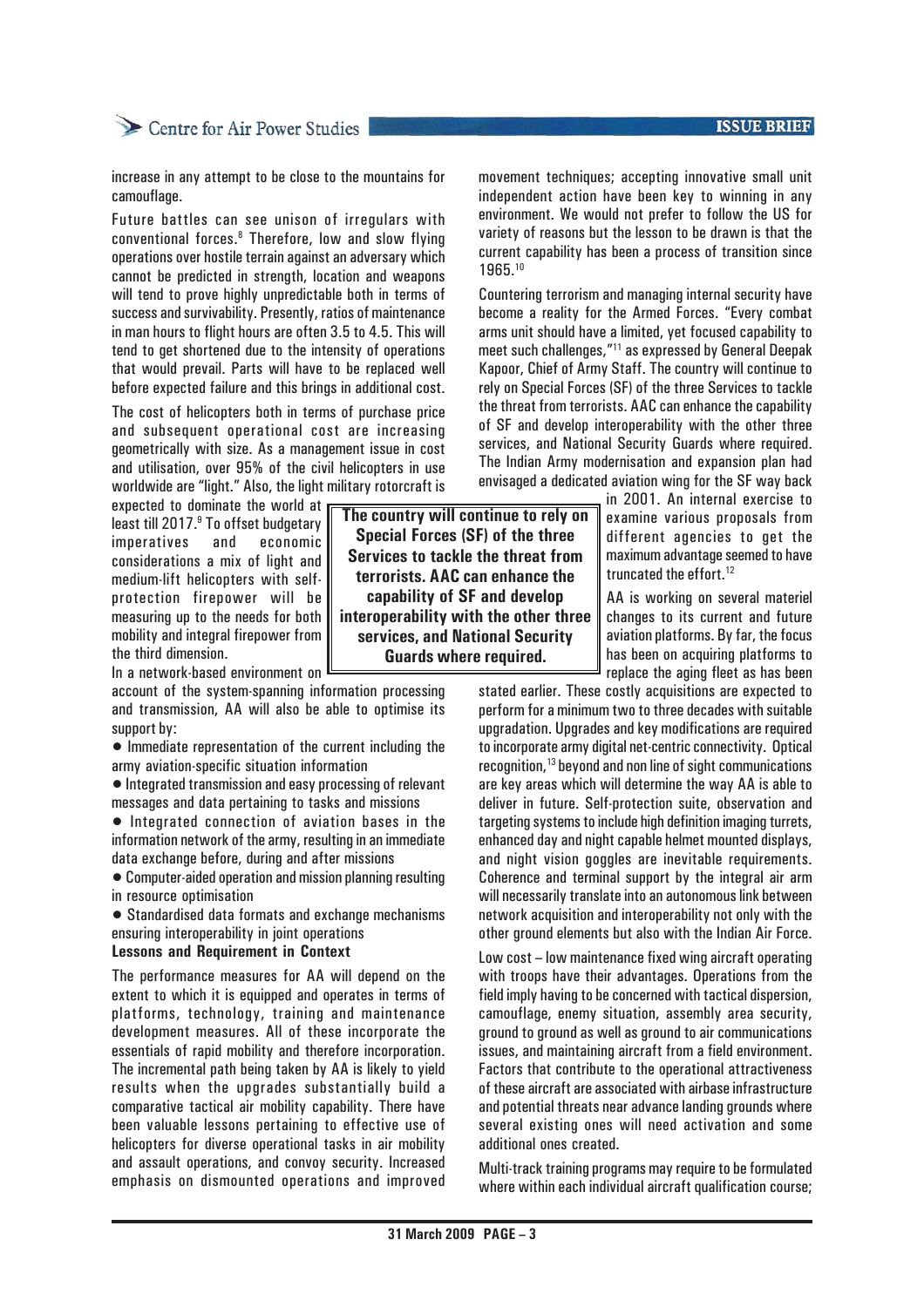increase in any attempt to be close to the mountains for camouflage.

Future battles can see unison of irregulars with conventional forces.[8] Therefore, low and slow flying operations over hostile terrain against an adversary which cannot be predicted in strength, location and weapons will tend to prove highly unpredictable both in terms of success and survivability. Presently, ratios of maintenance in man hours to flight hours are often 3.5 to 4.5. This will tend to get shortened due to the intensity of operations that would prevail. Parts will have to be replaced well before expected failure and this brings in additional cost.

The cost of helicopters both in terms of purchase price and subsequent operational cost are increasing geometrically with size. As a management issue in cost and utilisation, over 95% of the civil helicopters in use worldwide are "light." Also, the light military rotorcraft is expected to dominate the world at least till 2017.[9] To offset budgetary imperatives and economic considerations a mix of light and medium-lift helicopters with self-protection firepower will be measuring up to the needs for both mobility and integral firepower from the third dimension.

In a network-based environment on account of the system-spanning information processing and transmission, AA will also be able to optimise its support by:

- Immediate representation of the current including the army aviation-specific situation information
- Integrated transmission and easy processing of relevant messages and data pertaining to tasks and missions
- Integrated connection of aviation bases in the information network of the army, resulting in an immediate data exchange before, during and after missions
- Computer-aided operation and mission planning resulting in resource optimisation
- Standardised data formats and exchange mechanisms ensuring interoperability in joint operations

**Lessons and Requirement in Context**

The performance measures for AA will depend on the extent to which it is equipped and operates in terms of platforms, technology, training and maintenance development measures. All of these incorporate the essentials of rapid mobility and therefore incorporation. The incremental path being taken by AA is likely to yield results when the upgrades substantially build a comparative tactical air mobility capability. There have been valuable lessons pertaining to effective use of helicopters for diverse operational tasks in air mobility and assault operations, and convoy security. Increased emphasis on dismounted operations and improved movement techniques; accepting innovative small unit independent action have been key to winning in any environment. We would not prefer to follow the US for variety of reasons but the lesson to be drawn is that the current capability has been a process of transition since 1965.[10]

Countering terrorism and managing internal security have become a reality for the Armed Forces. "Every combat arms unit should have a limited, yet focused capability to meet such challenges,"[11] as expressed by General Deepak Kapoor, Chief of Army Staff. The country will continue to rely on Special Forces (SF) of the three Services to tackle the threat from terrorists. AAC can enhance the capability of SF and develop interoperability with the other three services, and National Security Guards where required. The Indian Army modernisation and expansion plan had envisaged a dedicated aviation wing for the SF way back in 2001. An internal exercise to examine various proposals from different agencies to get the maximum advantage seemed to have truncated the effort.[12]

**The country will continue to rely on Special Forces (SF) of the three Services to tackle the threat from terrorists. AAC can enhance the capability of SF and develop interoperability with the other three services, and National Security Guards where required.**

AA is working on several materiel changes to its current and future aviation platforms. By far, the focus has been on acquiring platforms to replace the aging fleet as has been stated earlier. These costly acquisitions are expected to perform for a minimum two to three decades with suitable upgradation. Upgrades and key modifications are required to incorporate army digital net-centric connectivity. Optical recognition,[13] beyond and non line of sight communications are key areas which will determine the way AA is able to deliver in future. Self-protection suite, observation and targeting systems to include high definition imaging turrets, enhanced day and night capable helmet mounted displays, and night vision goggles are inevitable requirements. Coherence and terminal support by the integral air arm will necessarily translate into an autonomous link between network acquisition and interoperability not only with the other ground elements but also with the Indian Air Force.

Low cost – low maintenance fixed wing aircraft operating with troops have their advantages. Operations from the field imply having to be concerned with tactical dispersion, camouflage, enemy situation, assembly area security, ground to ground as well as ground to air communications issues, and maintaining aircraft from a field environment. Factors that contribute to the operational attractiveness of these aircraft are associated with airbase infrastructure and potential threats near advance landing grounds where several existing ones will need activation and some additional ones created.

Multi-track training programs may require to be formulated where within each individual aircraft qualification course;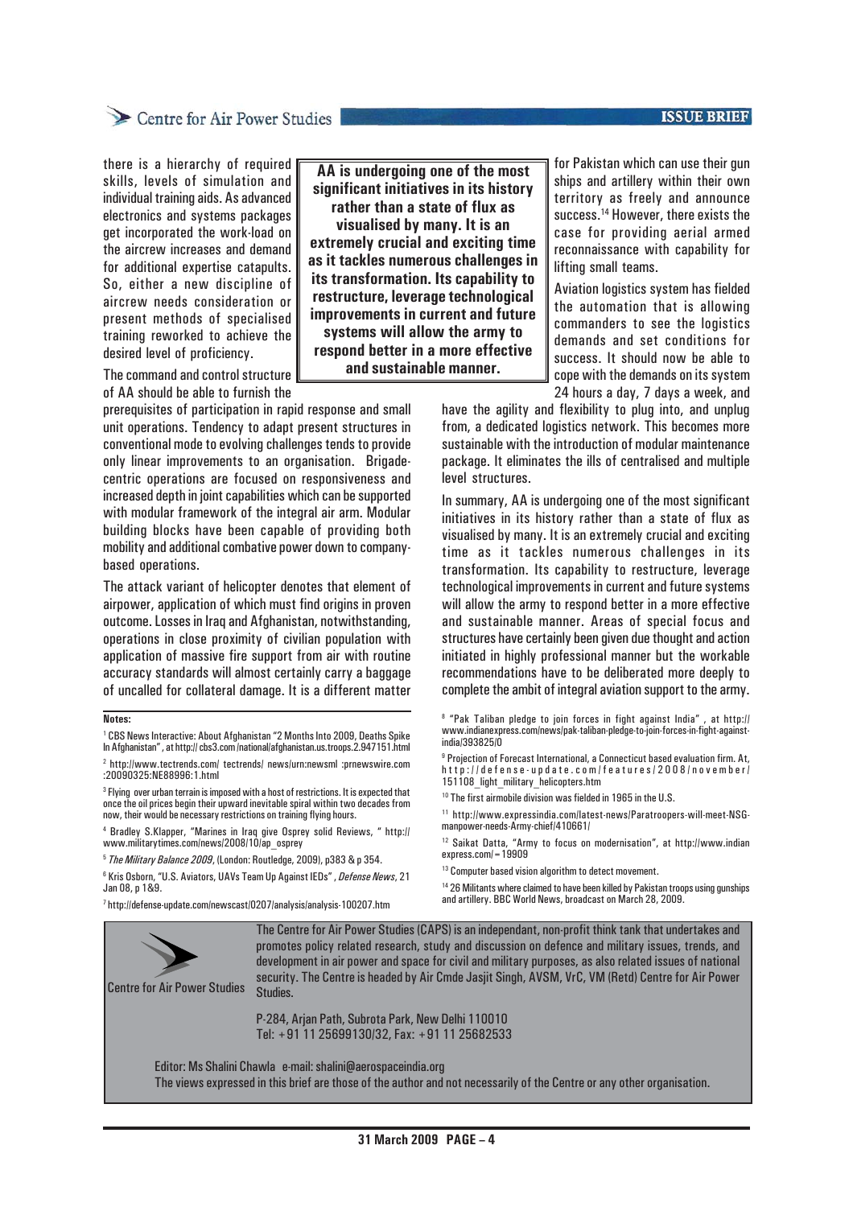there is a hierarchy of required skills, levels of simulation and individual training aids. As advanced electronics and systems packages get incorporated the work-load on the aircrew increases and demand for additional expertise catapults. So, either a new discipline of aircrew needs consideration or present methods of specialised training reworked to achieve the desired level of proficiency.

The command and control structure of AA should be able to furnish the prerequisites of participation in rapid response and small unit operations. Tendency to adapt present structures in conventional mode to evolving challenges tends to provide only linear improvements to an organisation. Brigade-centric operations are focused on responsiveness and increased depth in joint capabilities which can be supported with modular framework of the integral air arm. Modular building blocks have been capable of providing both mobility and additional combative power down to company-based operations.

The attack variant of helicopter denotes that element of airpower, application of which must find origins in proven outcome. Losses in Iraq and Afghanistan, notwithstanding, operations in close proximity of civilian population with application of massive fire support from air with routine accuracy standards will almost certainly carry a baggage of uncalled for collateral damage. It is a different matter for Pakistan which can use their gun ships and artillery within their own territory as freely and announce success.[14] However, there exists the case for providing aerial armed reconnaissance with capability for lifting small teams.

> **AA is undergoing one of the most significant initiatives in its history rather than a state of flux as visualised by many. It is an extremely crucial and exciting time as it tackles numerous challenges in its transformation. Its capability to restructure, leverage technological improvements in current and future systems will allow the army to respond better in a more effective and sustainable manner.**

Aviation logistics system has fielded the automation that is allowing commanders to see the logistics demands and set conditions for success. It should now be able to cope with the demands on its system 24 hours a day, 7 days a week, and have the agility and flexibility to plug into, and unplug from, a dedicated logistics network. This becomes more sustainable with the introduction of modular maintenance package. It eliminates the ills of centralised and multiple level structures.

In summary, AA is undergoing one of the most significant initiatives in its history rather than a state of flux as visualised by many. It is an extremely crucial and exciting time as it tackles numerous challenges in its transformation. Its capability to restructure, leverage technological improvements in current and future systems will allow the army to respond better in a more effective and sustainable manner. Areas of special focus and structures have certainly been given due thought and action initiated in highly professional manner but the workable recommendations have to be deliberated more deeply to complete the ambit of integral aviation support to the army.

**Notes:**

[1] CBS News Interactive: About Afghanistan "2 Months Into 2009, Deaths Spike In Afghanistan", at http:// cbs3.com /national/afghanistan.us.troops.2.947151.html

[2] http://www.tectrends.com/ tectrends/ news/urn:newsml :prnewswire.com :20090325:NE88996:1.html

[3] Flying over urban terrain is imposed with a host of restrictions. It is expected that once the oil prices begin their upward inevitable spiral within two decades from now, their would be necessary restrictions on training flying hours.

[4] Bradley S.Klapper, "Marines in Iraq give Osprey solid Reviews, " http:// www.militarytimes.com/news/2008/10/ap_osprey

[5] *The Military Balance 2009*, (London: Routledge, 2009), p383 & p 354.

[6] Kris Osborn, "U.S. Aviators, UAVs Team Up Against IEDs", *Defense News*, 21 Jan 08, p 1&9.

[7] http://defense-update.com/newscast/0207/analysis/analysis-100207.htm

[8] "Pak Taliban pledge to join forces in fight against India" , at http:// www.indianexpress.com/news/pak-taliban-pledge-to-join-forces-in-fight-against-india/393825/0

[9] Projection of Forecast International, a Connecticut based evaluation firm. At, http://defense-update.com/features/2008/november/151108_light_military_helicopters.htm

[10] The first airmobile division was fielded in 1965 in the U.S.

[11] http://www.expressindia.com/latest-news/Paratroopers-will-meet-NSG-manpower-needs-Army-chief/410661/

[12] Saikat Datta, "Army to focus on modernisation", at http://www.indian express.com/ = 19909

[13] Computer based vision algorithm to detect movement.

[14] 26 Militants where claimed to have been killed by Pakistan troops using gunships and artillery. BBC World News, broadcast on March 28, 2009.

Centre for Air Power Studies

The Centre for Air Power Studies (CAPS) is an independant, non-profit think tank that undertakes and promotes policy related research, study and discussion on defence and military issues, trends, and development in air power and space for civil and military purposes, as also related issues of national security. The Centre is headed by Air Cmde Jasjit Singh, AVSM, VrC, VM (Retd) Centre for Air Power Studies.

P-284, Arjan Path, Subrota Park, New Delhi 110010
Tel: +91 11 25699130/32, Fax: +91 11 25682533

Editor: Ms Shalini Chawla e-mail: shalini@aerospaceindia.org
The views expressed in this brief are those of the author and not necessarily of the Centre or any other organisation.